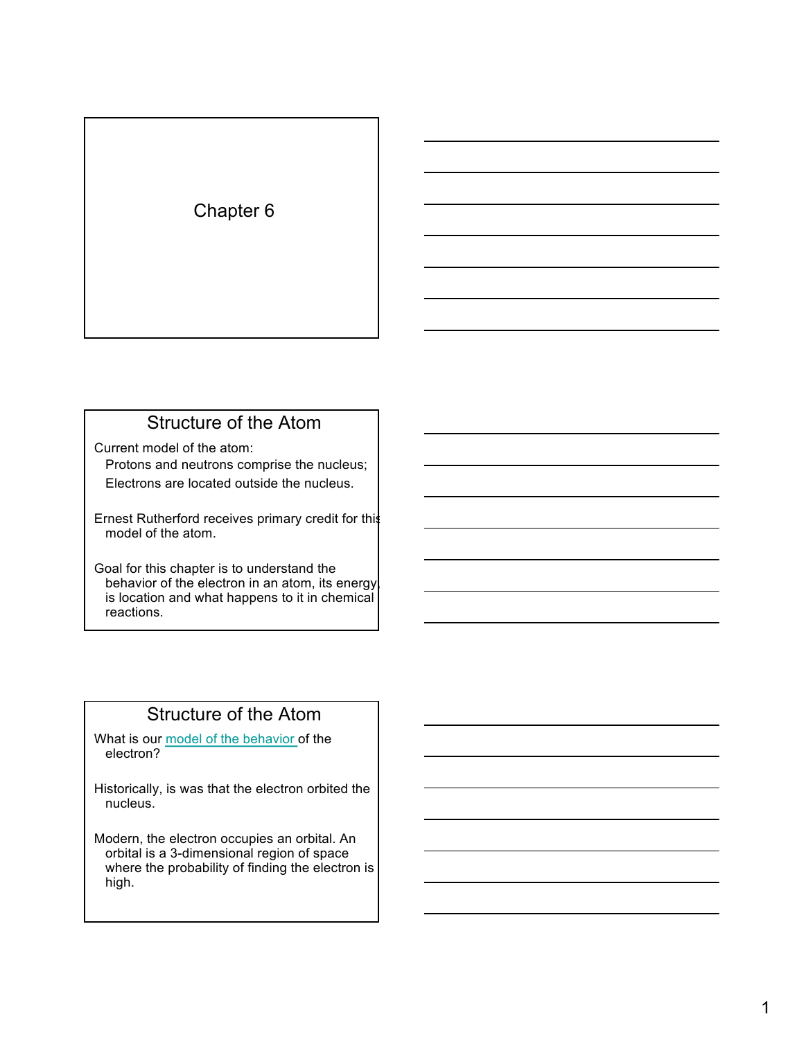# Chapter 6

## Structure of the Atom

Current model of the atom:
- Protons and neutrons comprise the nucleus;
- Electrons are located outside the nucleus.

Ernest Rutherford receives primary credit for this model of the atom.

Goal for this chapter is to understand the behavior of the electron in an atom, its energy, is location and what happens to it in chemical reactions.

## Structure of the Atom

What is our model of the behavior of the electron?

Historically, is was that the electron orbited the nucleus.

Modern, the electron occupies an orbital. An orbital is a 3-dimensional region of space where the probability of finding the electron is high.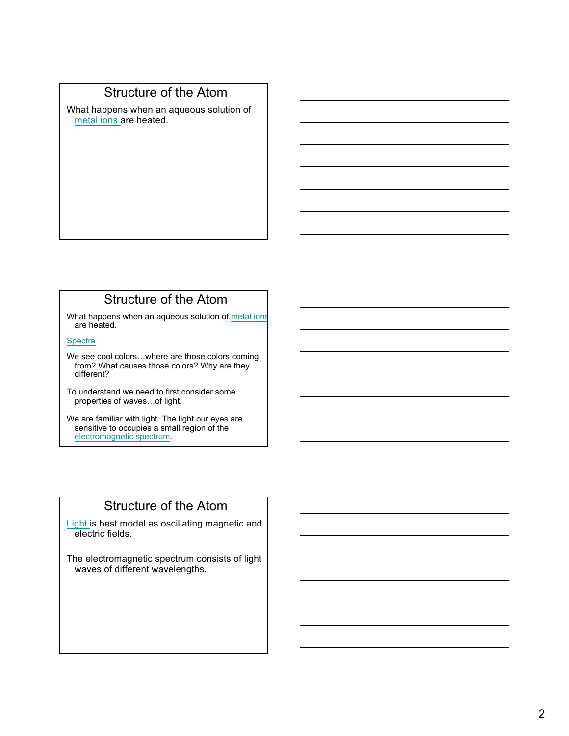## Structure of the Atom

What happens when an aqueous solution of metal ions are heated.

## Structure of the Atom

What happens when an aqueous solution of metal ions are heated.

Spectra

We see cool colors…where are those colors coming from? What causes those colors? Why are they different?

To understand we need to first consider some properties of waves…of light.

We are familiar with light. The light our eyes are sensitive to occupies a small region of the electromagnetic spectrum.

## Structure of the Atom

Light is best model as oscillating magnetic and electric fields.

The electromagnetic spectrum consists of light waves of different wavelengths.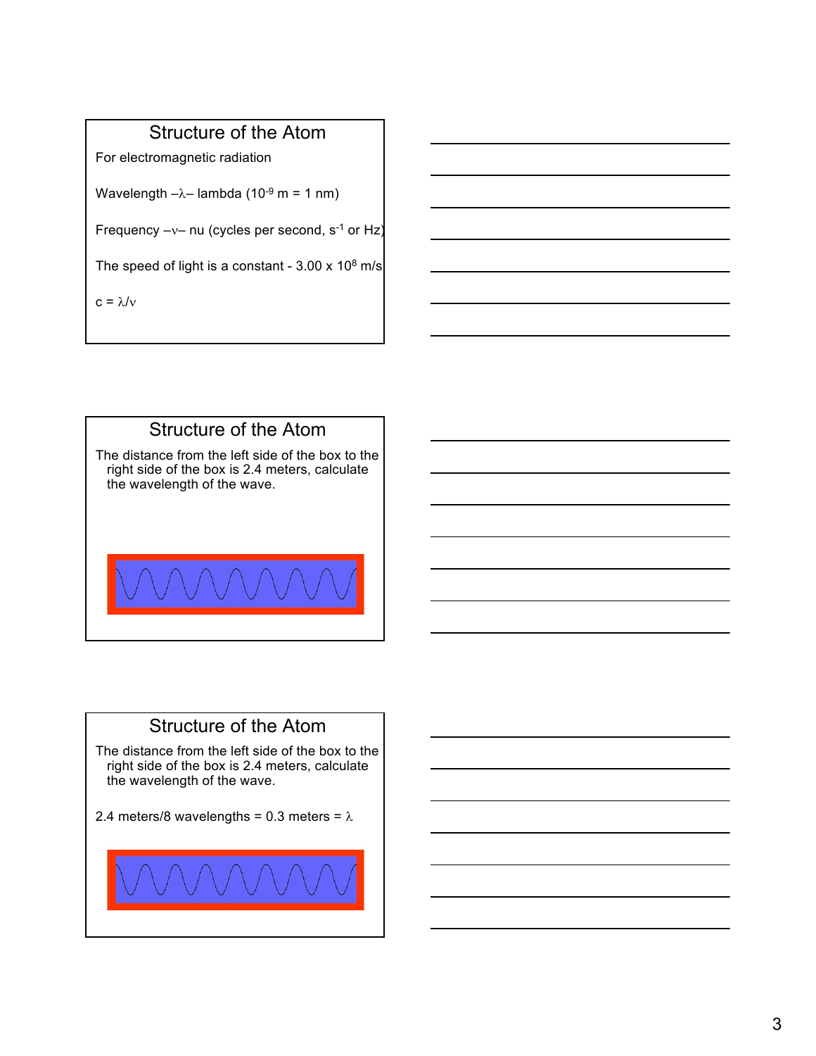## Structure of the Atom

For electromagnetic radiation

Wavelength –$\lambda$– lambda ($10^{-9}$ m = 1 nm)

Frequency –$\nu$– nu (cycles per second, $s^{-1}$ or Hz)

The speed of light is a constant - $3.00 \times 10^{8}$ m/s

$c = \lambda/\nu$

## Structure of the Atom

The distance from the left side of the box to the right side of the box is 2.4 meters, calculate the wavelength of the wave.

## Structure of the Atom

The distance from the left side of the box to the right side of the box is 2.4 meters, calculate the wavelength of the wave.

2.4 meters/8 wavelengths = 0.3 meters = $\lambda$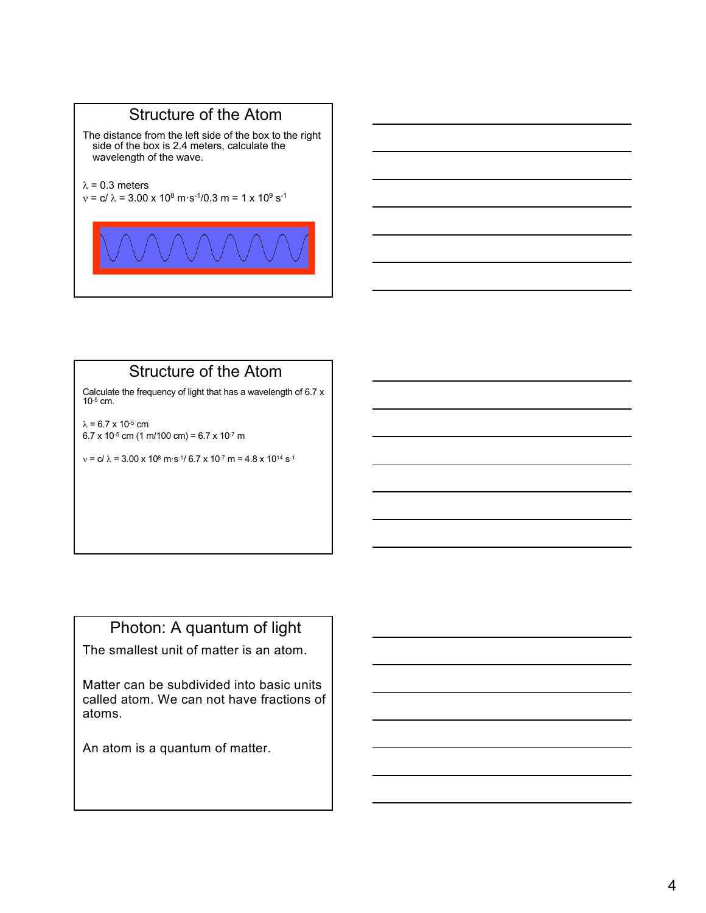## Structure of the Atom

The distance from the left side of the box to the right side of the box is 2.4 meters, calculate the wavelength of the wave.

$\lambda$ = 0.3 meters

$\nu = c/\lambda = 3.00 \times 10^8\ m \cdot s^{-1}/0.3\ m = 1 \times 10^9\ s^{-1}$

## Structure of the Atom

Calculate the frequency of light that has a wavelength of 6.7 x $10^{-5}$ cm.

$\lambda = 6.7 \times 10^{-5}$ cm

$6.7 \times 10^{-5}$ cm (1 m/100 cm) = $6.7 \times 10^{-7}$ m

$\nu = c/\lambda = 3.00 \times 10^8\ m \cdot s^{-1} / 6.7 \times 10^{-7}\ m = 4.8 \times 10^{14}\ s^{-1}$

## Photon: A quantum of light

The smallest unit of matter is an atom.

Matter can be subdivided into basic units called atom. We can not have fractions of atoms.

An atom is a quantum of matter.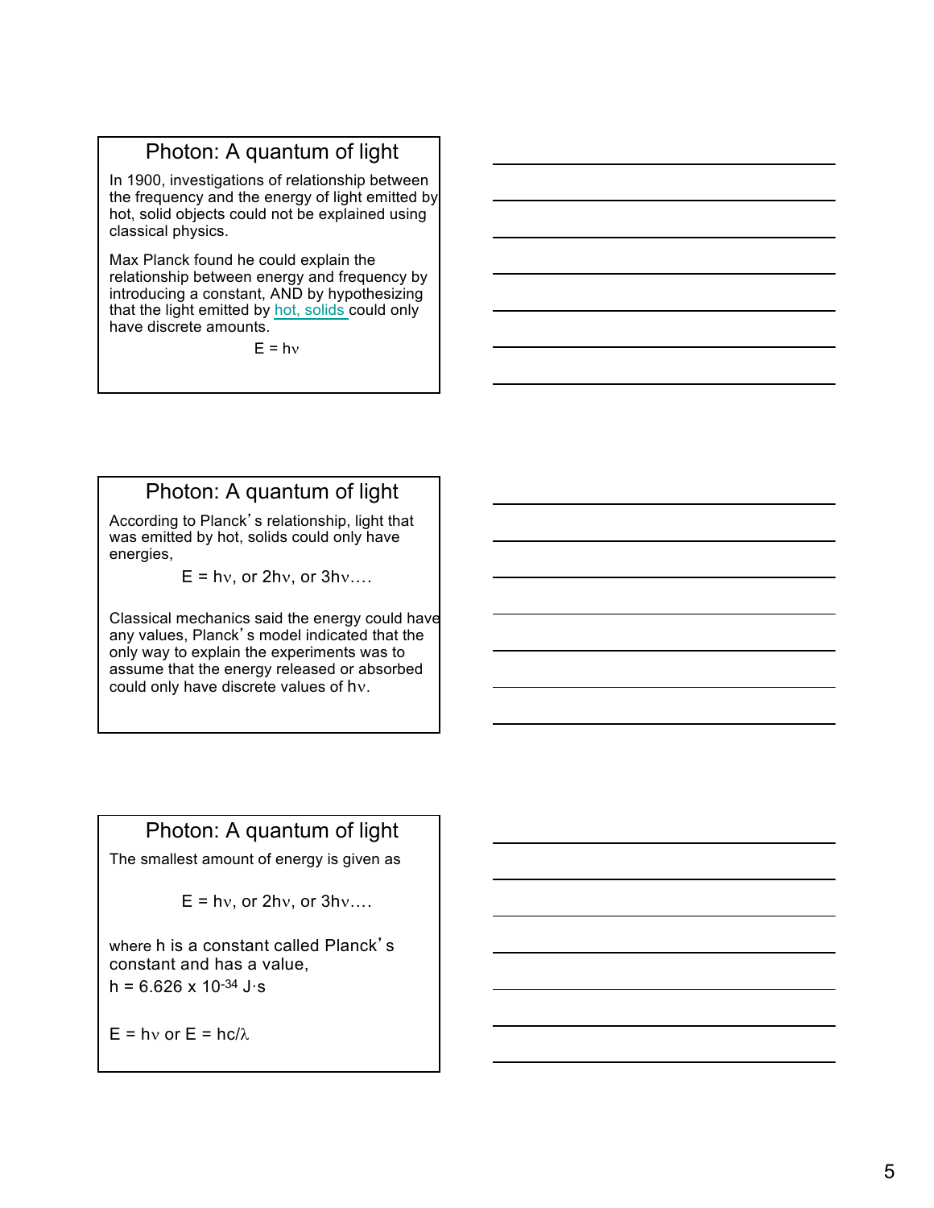## Photon: A quantum of light

In 1900, investigations of relationship between the frequency and the energy of light emitted by hot, solid objects could not be explained using classical physics.

Max Planck found he could explain the relationship between energy and frequency by introducing a constant, AND by hypothesizing that the light emitted by hot, solids could only have discrete amounts.

$$E = h\nu$$

## Photon: A quantum of light

According to Planck's relationship, light that was emitted by hot, solids could only have energies,

$$E = h\nu, \text{ or } 2h\nu, \text{ or } 3h\nu\ldots.$$

Classical mechanics said the energy could have any values, Planck's model indicated that the only way to explain the experiments was to assume that the energy released or absorbed could only have discrete values of $h\nu$.

## Photon: A quantum of light

The smallest amount of energy is given as

$$E = h\nu, \text{ or } 2h\nu, \text{ or } 3h\nu\ldots.$$

where h is a constant called Planck's constant and has a value,

$h = 6.626 \times 10^{-34}$ J·s

$E = h\nu$ or $E = hc/\lambda$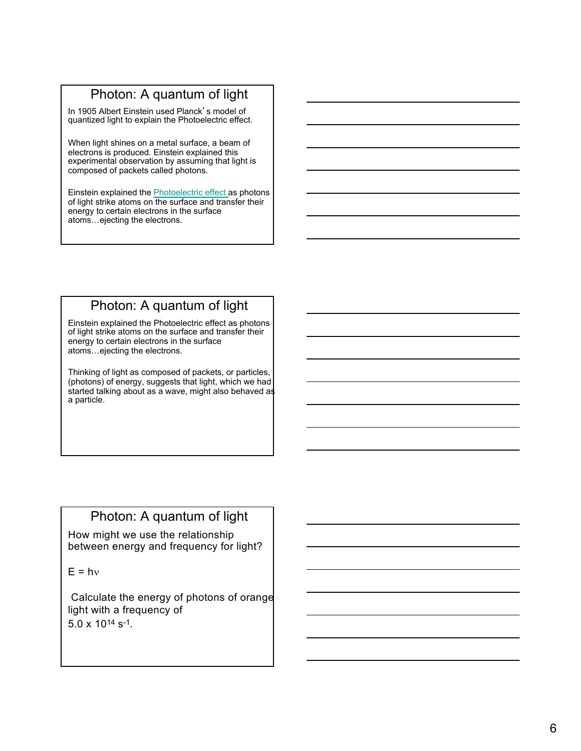## Photon: A quantum of light

In 1905 Albert Einstein used Planck's model of quantized light to explain the Photoelectric effect.

When light shines on a metal surface, a beam of electrons is produced. Einstein explained this experimental observation by assuming that light is composed of packets called photons.

Einstein explained the Photoelectric effect as photons of light strike atoms on the surface and transfer their energy to certain electrons in the surface atoms…ejecting the electrons.

## Photon: A quantum of light

Einstein explained the Photoelectric effect as photons of light strike atoms on the surface and transfer their energy to certain electrons in the surface atoms…ejecting the electrons.

Thinking of light as composed of packets, or particles, (photons) of energy, suggests that light, which we had started talking about as a wave, might also behaved as a particle.

## Photon: A quantum of light

How might we use the relationship between energy and frequency for light?

$E = h\nu$

Calculate the energy of photons of orange light with a frequency of $5.0 \times 10^{14}\ s^{-1}$.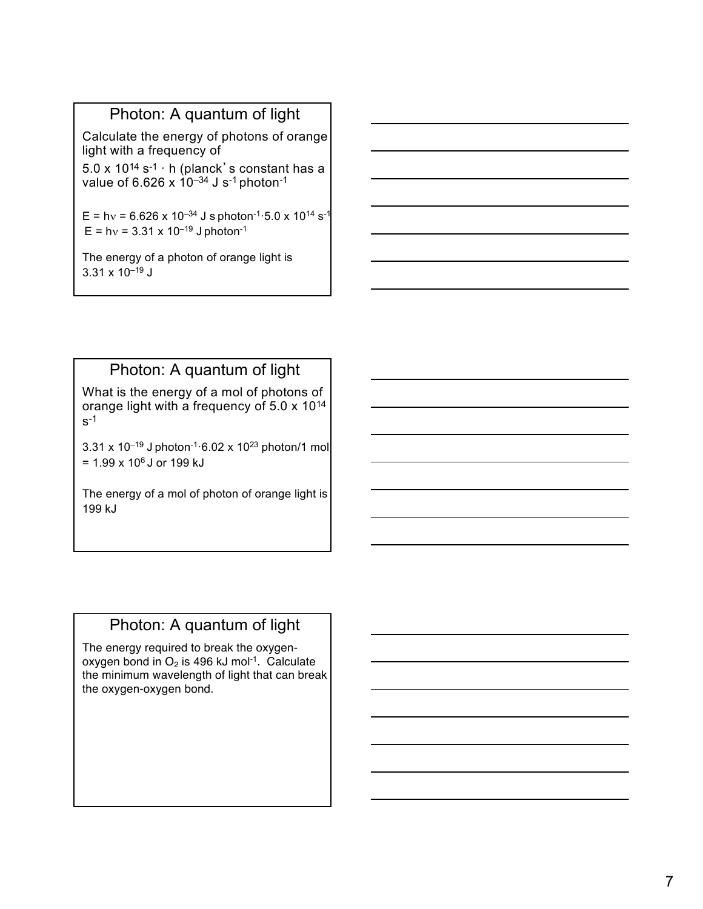## Photon: A quantum of light

Calculate the energy of photons of orange light with a frequency of

$5.0 \times 10^{14}\ s^{-1}$ · h (planck's constant has a value of $6.626 \times 10^{-34}$ J $s^{-1}$ $photon^{-1}$

$E = h\nu = 6.626 \times 10^{-34}$ J s $photon^{-1} \cdot 5.0 \times 10^{14}\ s^{-1}$

$E = h\nu = 3.31 \times 10^{-19}$ J $photon^{-1}$

The energy of a photon of orange light is $3.31 \times 10^{-19}$ J

## Photon: A quantum of light

What is the energy of a mol of photons of orange light with a frequency of $5.0 \times 10^{14}\ s^{-1}$

$3.31 \times 10^{-19}$ J $photon^{-1} \cdot 6.02 \times 10^{23}$ photon/1 mol $= 1.99 \times 10^{6}$ J or 199 kJ

The energy of a mol of photon of orange light is 199 kJ

## Photon: A quantum of light

The energy required to break the oxygen-oxygen bond in $O_2$ is 496 kJ $mol^{-1}$. Calculate the minimum wavelength of light that can break the oxygen-oxygen bond.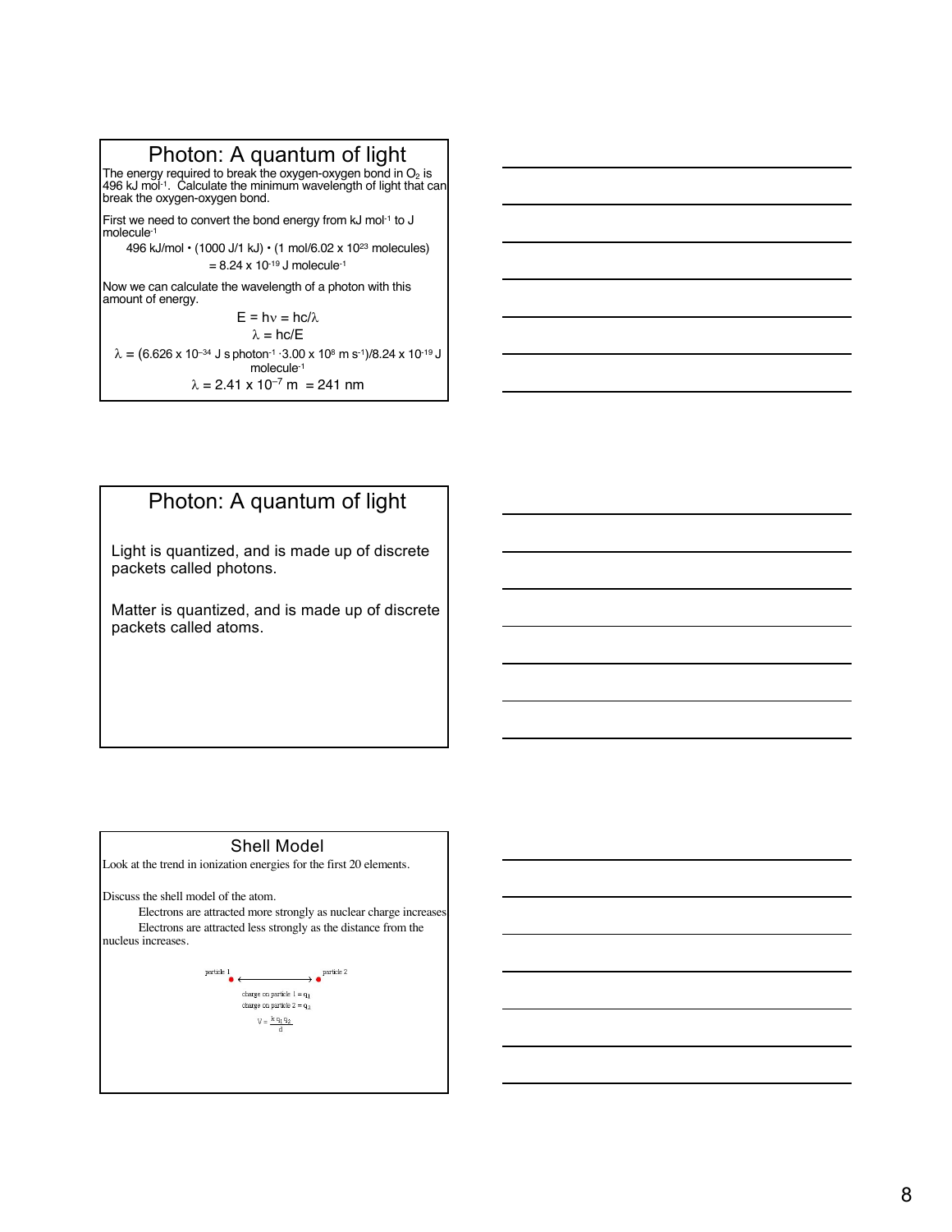## Photon: A quantum of light

The energy required to break the oxygen-oxygen bond in $O_2$ is 496 kJ mol$^{-1}$. Calculate the minimum wavelength of light that can break the oxygen-oxygen bond.

First we need to convert the bond energy from kJ mol$^{-1}$ to J molecule$^{-1}$

$$496 \text{ kJ/mol} \cdot (1000 \text{ J/1 kJ}) \cdot (1 \text{ mol}/6.02 \times 10^{23} \text{ molecules})$$
$$= 8.24 \times 10^{-19} \text{ J molecule}^{-1}$$

Now we can calculate the wavelength of a photon with this amount of energy.

$$E = h\nu = hc/\lambda$$
$$\lambda = hc/E$$
$$\lambda = (6.626 \times 10^{-34} \text{ J s photon}^{-1} \cdot 3.00 \times 10^{8} \text{ m s}^{-1})/8.24 \times 10^{-19} \text{ J molecule}^{-1}$$
$$\lambda = 2.41 \times 10^{-7} \text{ m} = 241 \text{ nm}$$

## Photon: A quantum of light

Light is quantized, and is made up of discrete packets called photons.

Matter is quantized, and is made up of discrete packets called atoms.

## Shell Model

Look at the trend in ionization energies for the first 20 elements.

Discuss the shell model of the atom.

- Electrons are attracted more strongly as nuclear charge increases
- Electrons are attracted less strongly as the distance from the nucleus increases.

particle 1 ⟵⟶ particle 2

charge on particle 1 = $q_1$

charge on particle 2 = $q_2$

$$V = \frac{k\,q_1\,q_2}{d}$$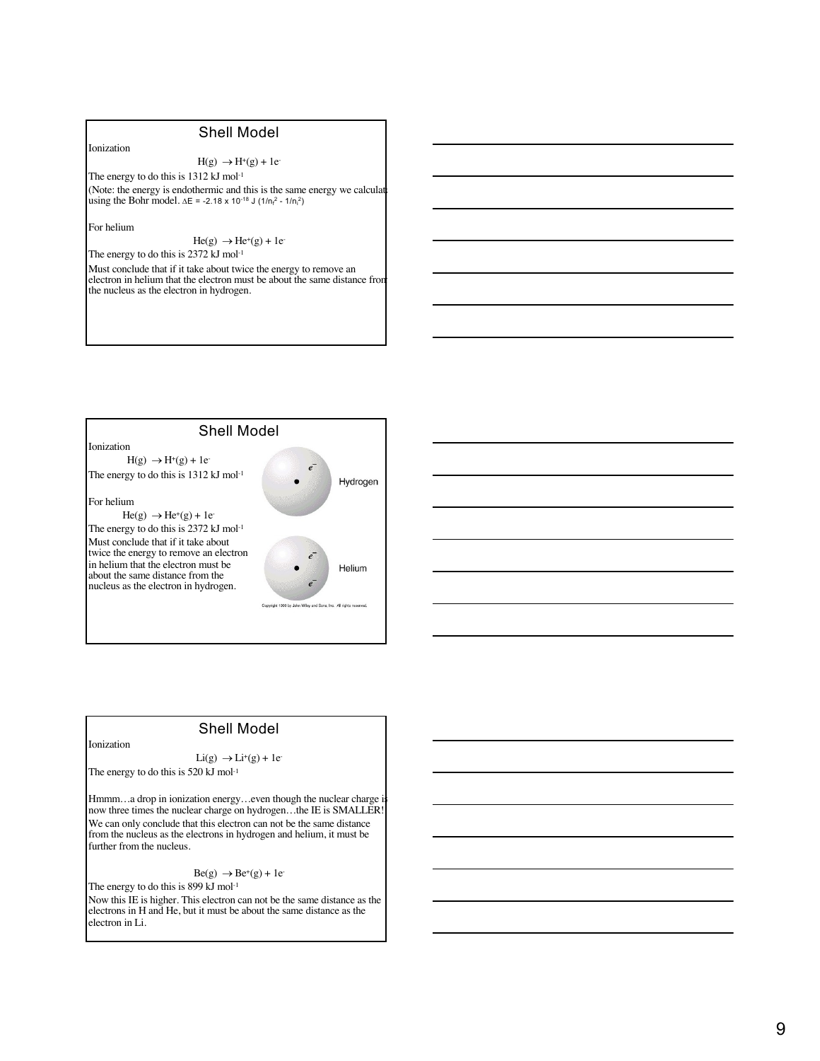## Shell Model

Ionization

$$H(g) \rightarrow H^+(g) + 1e^-$$

The energy to do this is 1312 kJ mol$^{-1}$

(Note: the energy is endothermic and this is the same energy we calculat using the Bohr model. $\Delta E = -2.18 \times 10^{-18}$ J $(1/n_f^2 - 1/n_i^2)$)

For helium

$$He(g) \rightarrow He^+(g) + 1e^-$$

The energy to do this is 2372 kJ mol$^{-1}$

Must conclude that if it take about twice the energy to remove an electron in helium that the electron must be about the same distance from the nucleus as the electron in hydrogen.

## Shell Model

Ionization

$$H(g) \rightarrow H^+(g) + 1e^-$$

The energy to do this is 1312 kJ mol$^{-1}$

For helium

$$He(g) \rightarrow He^+(g) + 1e^-$$

The energy to do this is 2372 kJ mol$^{-1}$

Must conclude that if it take about twice the energy to remove an electron in helium that the electron must be about the same distance from the nucleus as the electron in hydrogen.

Hydrogen

Helium

Copyright 1999 by John Wiley and Sons, Inc. All rights reserved.

## Shell Model

Ionization

$$Li(g) \rightarrow Li^+(g) + 1e^-$$

The energy to do this is 520 kJ mol$^{-1}$

Hmmm…a drop in ionization energy…even though the nuclear charge is now three times the nuclear charge on hydrogen…the IE is SMALLER! We can only conclude that this electron can not be the same distance from the nucleus as the electrons in hydrogen and helium, it must be further from the nucleus.

$$Be(g) \rightarrow Be^+(g) + 1e^-$$

The energy to do this is 899 kJ mol$^{-1}$

Now this IE is higher. This electron can not be the same distance as the electrons in H and He, but it must be about the same distance as the electron in Li.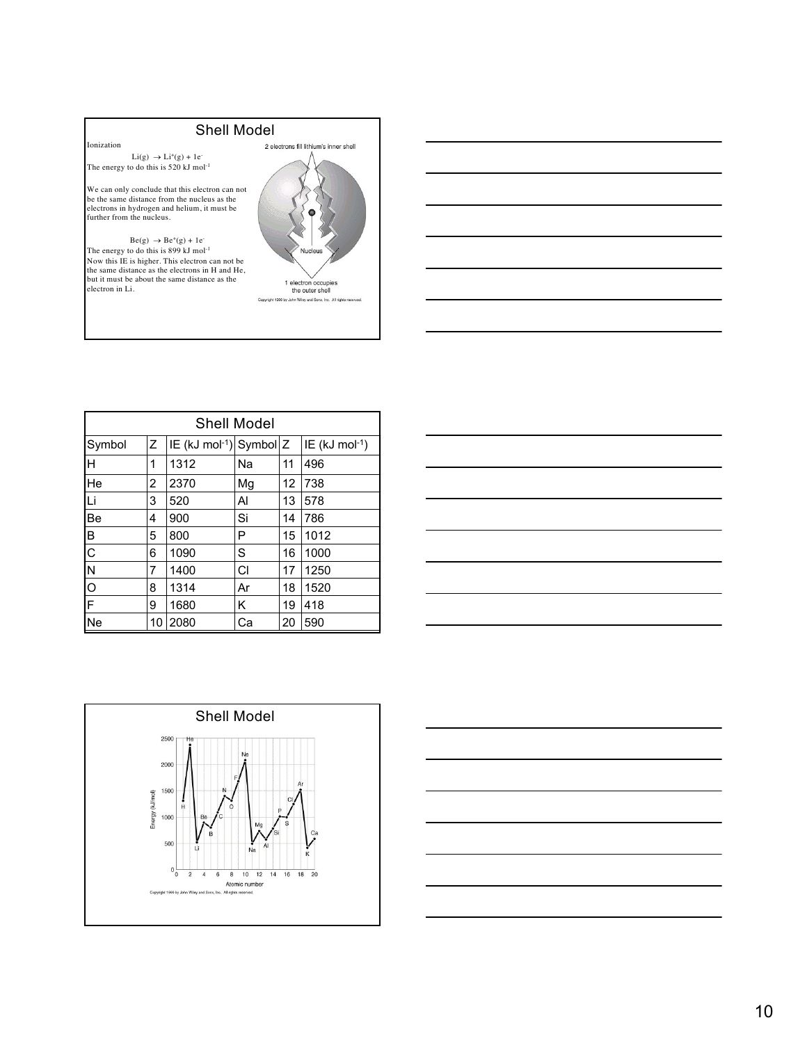## Shell Model

Ionization

$$Li(g) \rightarrow Li^{+}(g) + 1e^{-}$$

The energy to do this is 520 kJ mol$^{-1}$

We can only conclude that this electron can not be the same distance from the nucleus as the electrons in hydrogen and helium, it must be further from the nucleus.

$$Be(g) \rightarrow Be^{+}(g) + 1e^{-}$$

The energy to do this is 899 kJ mol$^{-1}$

Now this IE is higher. This electron can not be the same distance as the electrons in H and He, but it must be about the same distance as the electron in Li.

2 electrons fill lithium's inner shell

Nucleus

1 electron occupies the outer shell

Copyright 1999 by John Wiley and Sons, Inc. All rights reserved.

## Shell Model

| Symbol | Z | IE (kJ mol$^{-1}$) | Symbol | Z | IE (kJ mol$^{-1}$) |
|---|---|---|---|---|---|
| H | 1 | 1312 | Na | 11 | 496 |
| He | 2 | 2370 | Mg | 12 | 738 |
| Li | 3 | 520 | Al | 13 | 578 |
| Be | 4 | 900 | Si | 14 | 786 |
| B | 5 | 800 | P | 15 | 1012 |
| C | 6 | 1090 | S | 16 | 1000 |
| N | 7 | 1400 | Cl | 17 | 1250 |
| O | 8 | 1314 | Ar | 18 | 1520 |
| F | 9 | 1680 | K | 19 | 418 |
| Ne | 10 | 2080 | Ca | 20 | 590 |

## Shell Model

Energy (kJ/mol) vs. Atomic number

Copyright 1999 by John Wiley and Sons, Inc. All rights reserved.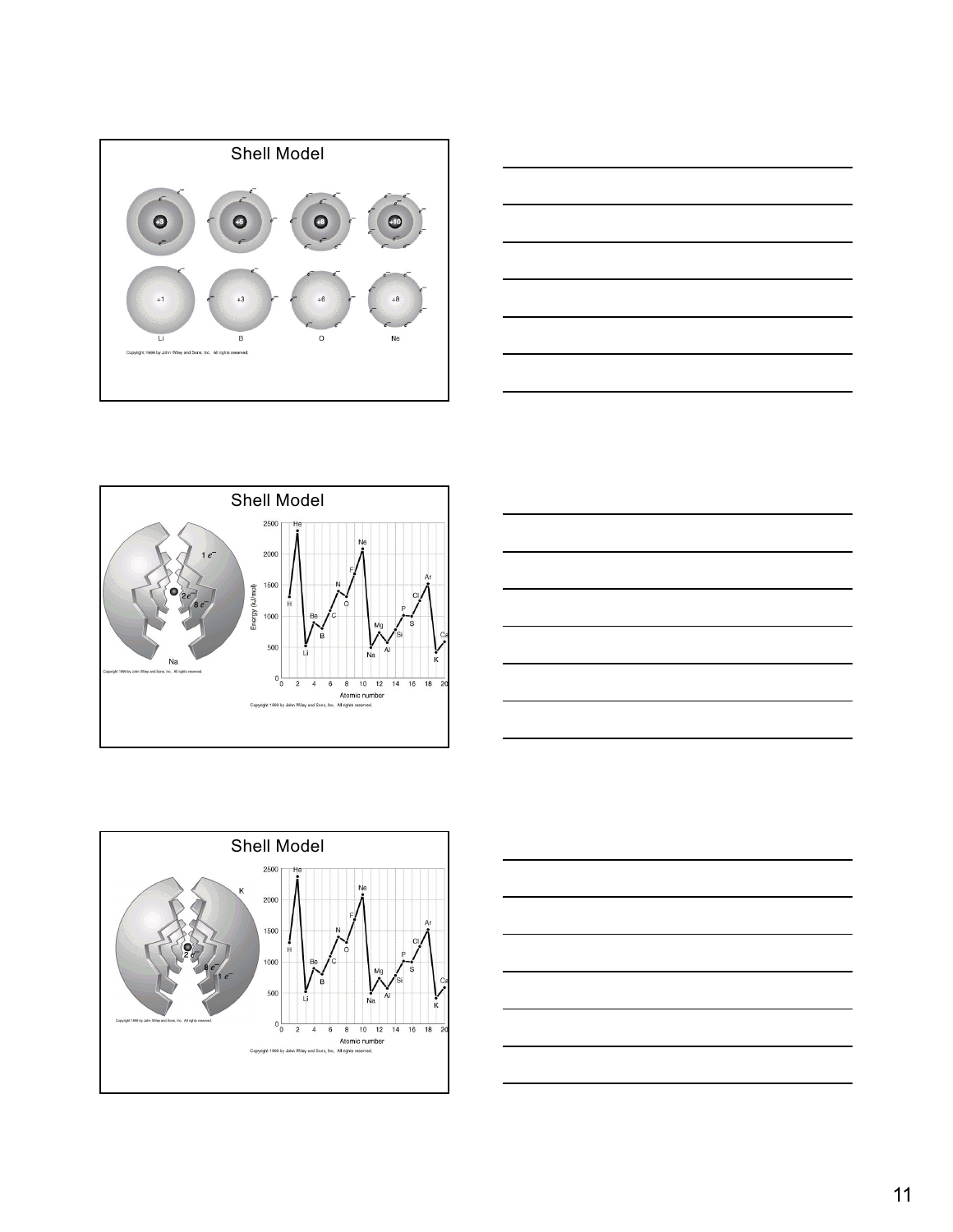## Shell Model

Li B O Ne

Copyright 1999 by John Wiley and Sons, Inc. All rights reserved.

## Shell Model

Na

Copyright 1999 by John Wiley and Sons, Inc. All rights reserved.

Copyright 1999 by John Wiley and Sons, Inc. All rights reserved.

## Shell Model

K

Copyright 1999 by John Wiley and Sons, Inc. All rights reserved.

Copyright 1999 by John Wiley and Sons, Inc. All rights reserved.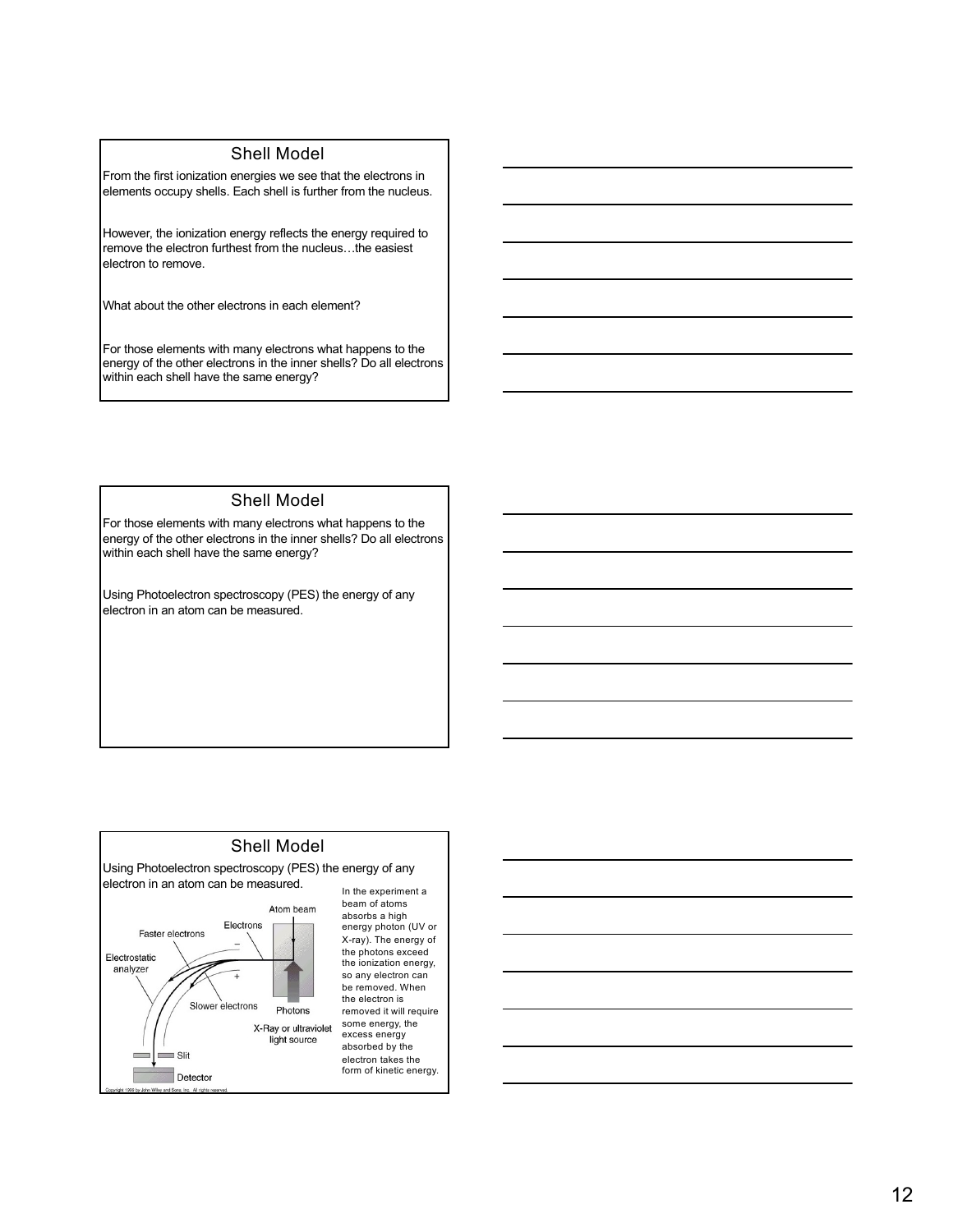## Shell Model

From the first ionization energies we see that the electrons in elements occupy shells. Each shell is further from the nucleus.

However, the ionization energy reflects the energy required to remove the electron furthest from the nucleus…the easiest electron to remove.

What about the other electrons in each element?

For those elements with many electrons what happens to the energy of the other electrons in the inner shells? Do all electrons within each shell have the same energy?

## Shell Model

For those elements with many electrons what happens to the energy of the other electrons in the inner shells? Do all electrons within each shell have the same energy?

Using Photoelectron spectroscopy (PES) the energy of any electron in an atom can be measured.

## Shell Model

Using Photoelectron spectroscopy (PES) the energy of any electron in an atom can be measured.

Atom beam, Electrons, Faster electrons, Electrostatic analyzer, Slower electrons, Photons, X-Ray or ultraviolet light source, Slit, Detector

Copyright 1999 by John Wiley and Sons, Inc. All rights reserved.

In the experiment a beam of atoms absorbs a high energy photon (UV or X-ray). The energy of the photons exceed the ionization energy, so any electron can be removed. When the electron is removed it will require some energy, the excess energy absorbed by the electron takes the form of kinetic energy.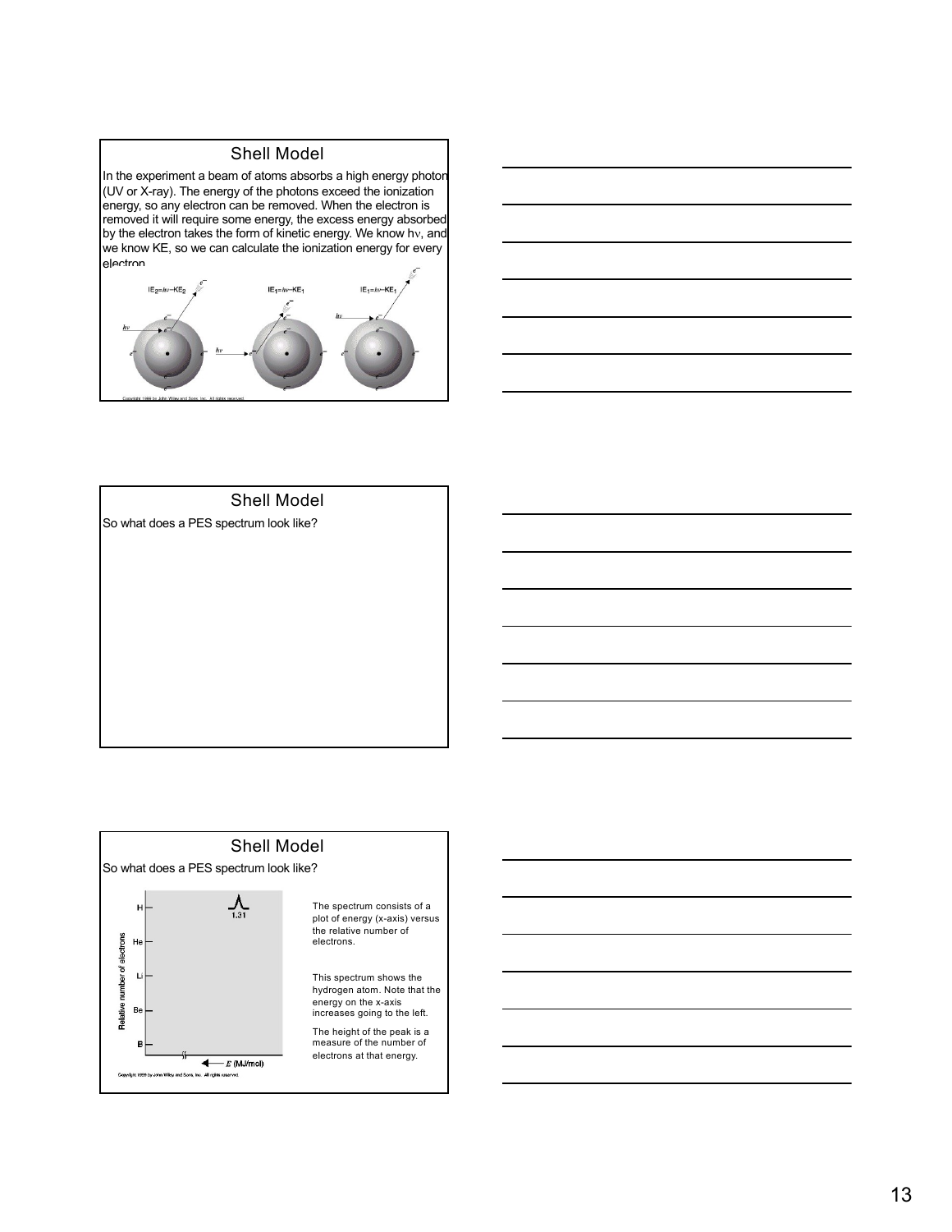## Shell Model

In the experiment a beam of atoms absorbs a high energy photon (UV or X-ray). The energy of the photons exceed the ionization energy, so any electron can be removed. When the electron is removed it will require some energy, the excess energy absorbed by the electron takes the form of kinetic energy. We know $h\nu$, and we know KE, so we can calculate the ionization energy for every electron.

$IE_2 = h\nu - KE_2$ $IE_1 = h\nu - KE_1$ $IE_1 = h\nu - KE_1$

Copyright 1999 by John Wiley and Sons, Inc. All rights reserved.

## Shell Model

So what does a PES spectrum look like?

## Shell Model

So what does a PES spectrum look like?

Relative number of electrons: H, He, Li, Be, B

1.31

$E$ (MJ/mol)

Copyright 1999 by John Wiley and Sons, Inc. All rights reserved.

The spectrum consists of a plot of energy (x-axis) versus the relative number of electrons.

This spectrum shows the hydrogen atom. Note that the energy on the x-axis increases going to the left.

The height of the peak is a measure of the number of electrons at that energy.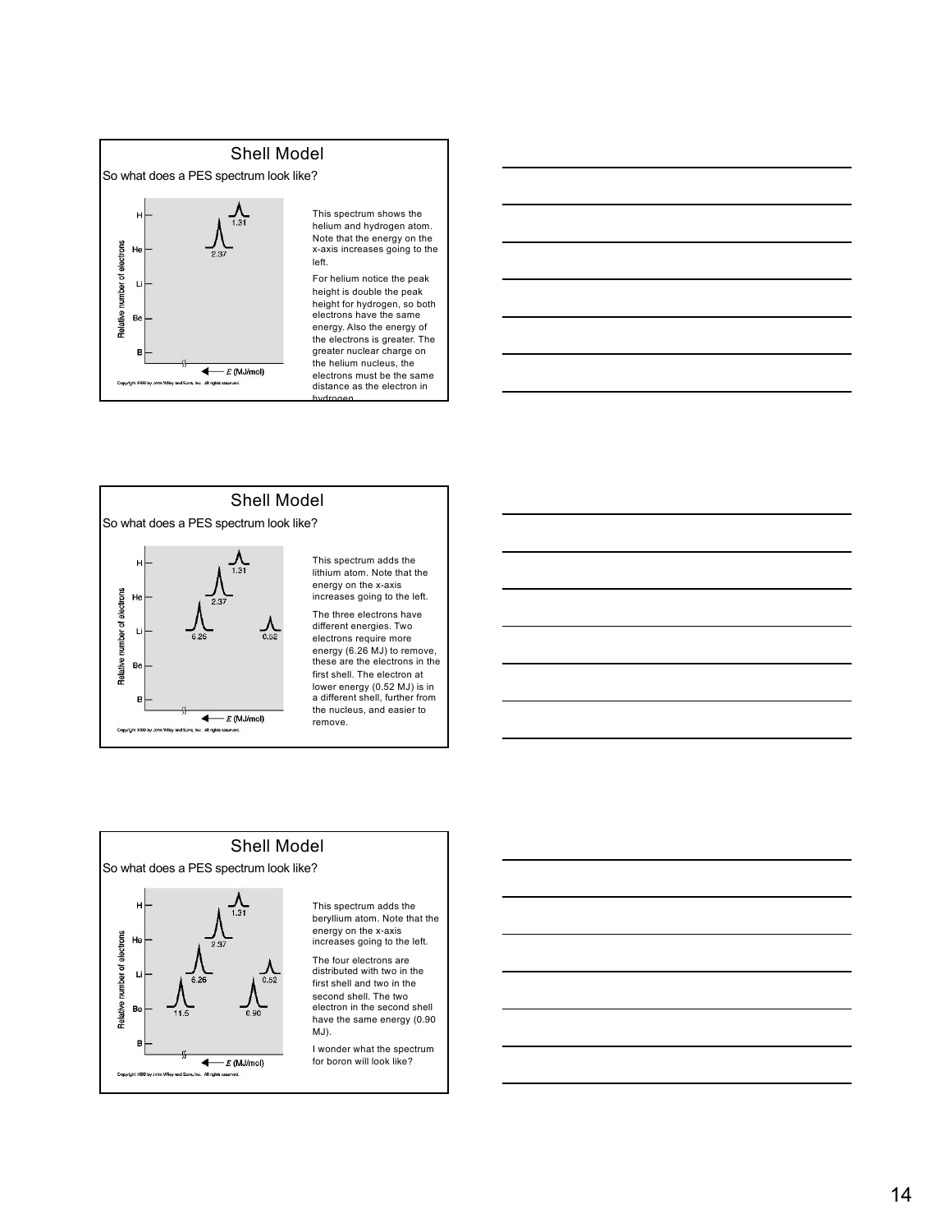## Shell Model

So what does a PES spectrum look like?

This spectrum shows the helium and hydrogen atom. Note that the energy on the x-axis increases going to the left.

For helium notice the peak height is double the peak height for hydrogen, so both electrons have the same energy. Also the energy of the electrons is greater. The greater nuclear charge on the helium nucleus, the electrons must be the same distance as the electron in hydrogen.

## Shell Model

So what does a PES spectrum look like?

This spectrum adds the lithium atom. Note that the energy on the x-axis increases going to the left.

The three electrons have different energies. Two electrons require more energy (6.26 MJ) to remove, these are the electrons in the first shell. The electron at lower energy (0.52 MJ) is in a different shell, further from the nucleus, and easier to remove.

## Shell Model

So what does a PES spectrum look like?

This spectrum adds the beryllium atom. Note that the energy on the x-axis increases going to the left.

The four electrons are distributed with two in the first shell and two in the second shell. The two electron in the second shell have the same energy (0.90 MJ).

I wonder what the spectrum for boron will look like?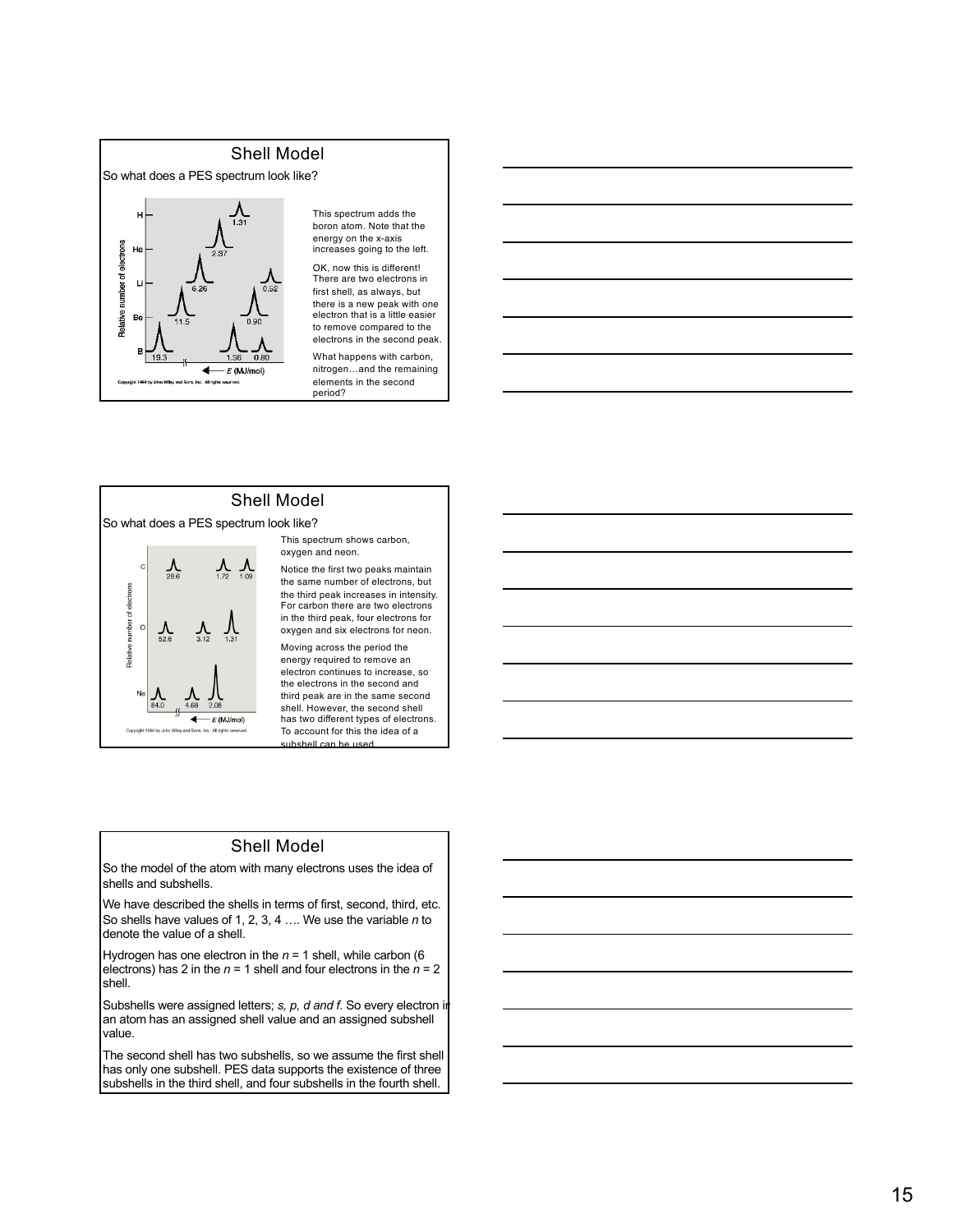## Shell Model

So what does a PES spectrum look like?

H — 1.31
He — 2.37
Li — 6.26, 0.52
Be — 11.5, 0.90
B — 19.3, 1.36, 0.80

Relative number of electrons; ← E (MJ/mol)

Copyright 1999 by John Wiley and Sons, Inc. All rights reserved.

This spectrum adds the boron atom. Note that the energy on the x-axis increases going to the left.

OK, now this is different! There are two electrons in first shell, as always, but there is a new peak with one electron that is a little easier to remove compared to the electrons in the second peak.

What happens with carbon, nitrogen…and the remaining elements in the second period?

## Shell Model

So what does a PES spectrum look like?

C — 28.6, 1.72, 1.09
O — 52.6, 3.12, 1.31
Ne — 84.0, 4.68, 2.08

Relative number of electrons; ← E (MJ/mol)

Copyright 1999 by John Wiley and Sons, Inc. All rights reserved.

This spectrum shows carbon, oxygen and neon.

Notice the first two peaks maintain the same number of electrons, but the third peak increases in intensity. For carbon there are two electrons in the third peak, four electrons for oxygen and six electrons for neon.

Moving across the period the energy required to remove an electron continues to increase, so the electrons in the second and third peak are in the same second shell. However, the second shell has two different types of electrons. To account for this the idea of a subshell can be used.

## Shell Model

So the model of the atom with many electrons uses the idea of shells and subshells.

We have described the shells in terms of first, second, third, etc. So shells have values of 1, 2, 3, 4 …. We use the variable $n$ to denote the value of a shell.

Hydrogen has one electron in the $n = 1$ shell, while carbon (6 electrons) has 2 in the $n = 1$ shell and four electrons in the $n = 2$ shell.

Subshells were assigned letters; *s, p, d and f*. So every electron in an atom has an assigned shell value and an assigned subshell value.

The second shell has two subshells, so we assume the first shell has only one subshell. PES data supports the existence of three subshells in the third shell, and four subshells in the fourth shell.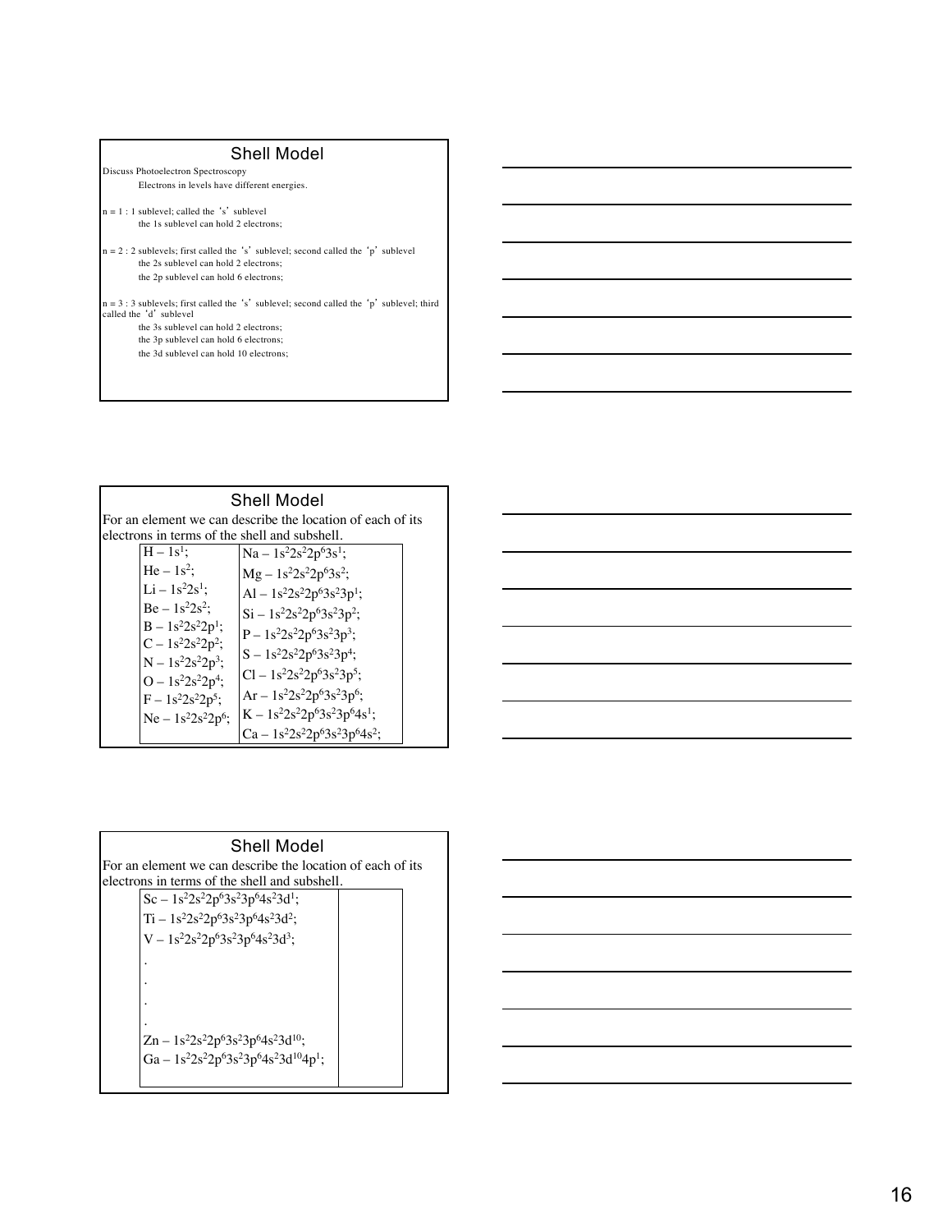## Shell Model

Discuss Photoelectron Spectroscopy

Electrons in levels have different energies.

n = 1 : 1 sublevel; called the 's' sublevel

the 1s sublevel can hold 2 electrons;

n = 2 : 2 sublevels; first called the 's' sublevel; second called the 'p' sublevel

the 2s sublevel can hold 2 electrons;

the 2p sublevel can hold 6 electrons;

n = 3 : 3 sublevels; first called the 's' sublevel; second called the 'p' sublevel; third called the 'd' sublevel

the 3s sublevel can hold 2 electrons;

the 3p sublevel can hold 6 electrons;

the 3d sublevel can hold 10 electrons;

## Shell Model

For an element we can describe the location of each of its electrons in terms of the shell and subshell.

| | |
|---|---|
| H – $1s^1$; | Na – $1s^2 2s^2 2p^6 3s^1$; |
| He – $1s^2$; | Mg – $1s^2 2s^2 2p^6 3s^2$; |
| Li – $1s^2 2s^1$; | Al – $1s^2 2s^2 2p^6 3s^2 3p^1$; |
| Be – $1s^2 2s^2$; | Si – $1s^2 2s^2 2p^6 3s^2 3p^2$; |
| B – $1s^2 2s^2 2p^1$; | P – $1s^2 2s^2 2p^6 3s^2 3p^3$; |
| C – $1s^2 2s^2 2p^2$; | S – $1s^2 2s^2 2p^6 3s^2 3p^4$; |
| N – $1s^2 2s^2 2p^3$; | Cl – $1s^2 2s^2 2p^6 3s^2 3p^5$; |
| O – $1s^2 2s^2 2p^4$; | Ar – $1s^2 2s^2 2p^6 3s^2 3p^6$; |
| F – $1s^2 2s^2 2p^5$; | K – $1s^2 2s^2 2p^6 3s^2 3p^6 4s^1$; |
| Ne – $1s^2 2s^2 2p^6$; | Ca – $1s^2 2s^2 2p^6 3s^2 3p^6 4s^2$; |

## Shell Model

For an element we can describe the location of each of its electrons in terms of the shell and subshell.

| | |
|---|---|
| Sc – $1s^2 2s^2 2p^6 3s^2 3p^6 4s^2 3d^1$; | |
| Ti – $1s^2 2s^2 2p^6 3s^2 3p^6 4s^2 3d^2$; | |
| V – $1s^2 2s^2 2p^6 3s^2 3p^6 4s^2 3d^3$; | |
| . | |
| . | |
| . | |
| . | |
| Zn – $1s^2 2s^2 2p^6 3s^2 3p^6 4s^2 3d^{10}$; | |
| Ga – $1s^2 2s^2 2p^6 3s^2 3p^6 4s^2 3d^{10} 4p^1$; | |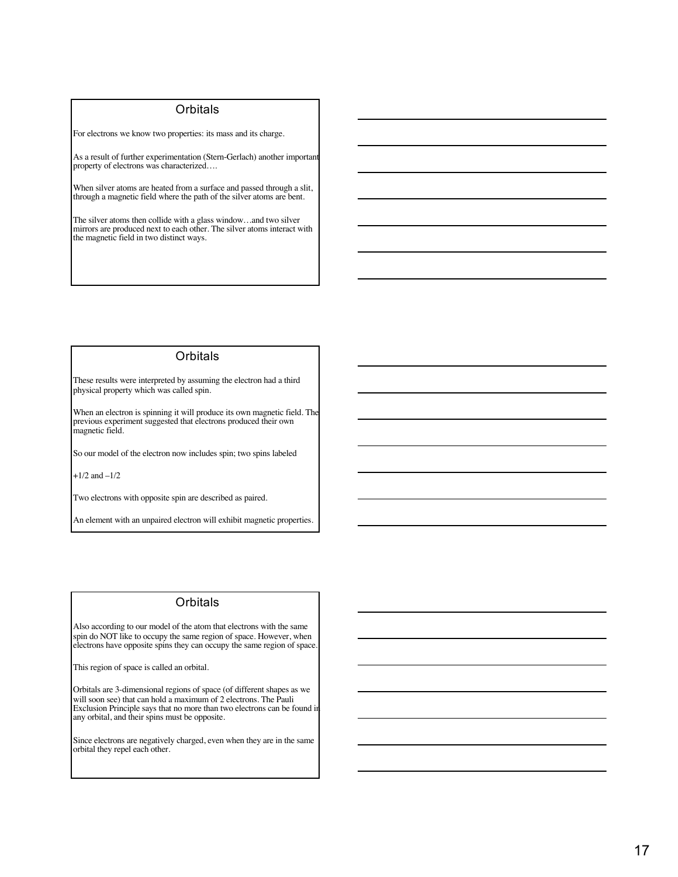## Orbitals

For electrons we know two properties: its mass and its charge.

As a result of further experimentation (Stern-Gerlach) another important property of electrons was characterized….

When silver atoms are heated from a surface and passed through a slit, through a magnetic field where the path of the silver atoms are bent.

The silver atoms then collide with a glass window…and two silver mirrors are produced next to each other. The silver atoms interact with the magnetic field in two distinct ways.

## Orbitals

These results were interpreted by assuming the electron had a third physical property which was called spin.

When an electron is spinning it will produce its own magnetic field. The previous experiment suggested that electrons produced their own magnetic field.

So our model of the electron now includes spin; two spins labeled

$+1/2$ and $-1/2$

Two electrons with opposite spin are described as paired.

An element with an unpaired electron will exhibit magnetic properties.

## Orbitals

Also according to our model of the atom that electrons with the same spin do NOT like to occupy the same region of space. However, when electrons have opposite spins they can occupy the same region of space.

This region of space is called an orbital.

Orbitals are 3-dimensional regions of space (of different shapes as we will soon see) that can hold a maximum of 2 electrons. The Pauli Exclusion Principle says that no more than two electrons can be found in any orbital, and their spins must be opposite.

Since electrons are negatively charged, even when they are in the same orbital they repel each other.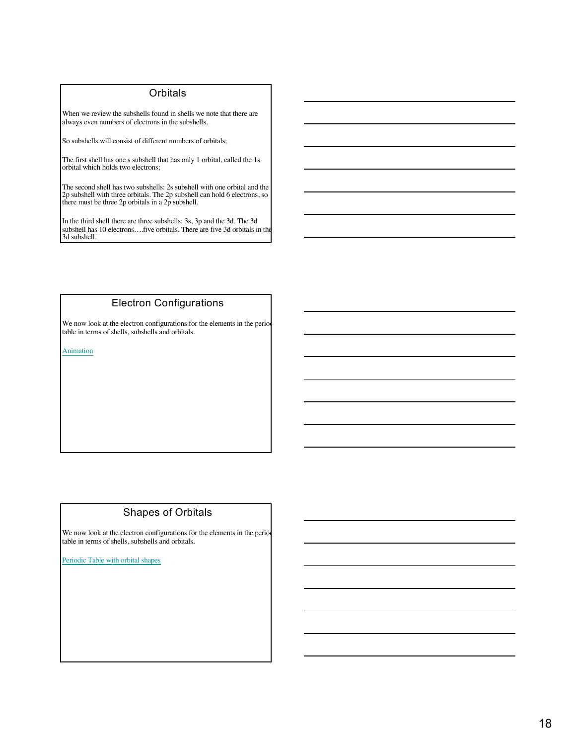## Orbitals

When we review the subshells found in shells we note that there are always even numbers of electrons in the subshells.

So subshells will consist of different numbers of orbitals;

The first shell has one s subshell that has only 1 orbital, called the 1s orbital which holds two electrons;

The second shell has two subshells: 2s subshell with one orbital and the 2p subshell with three orbitals. The 2p subshell can hold 6 electrons, so there must be three 2p orbitals in a 2p subshell.

In the third shell there are three subshells: 3s, 3p and the 3d. The 3d subshell has 10 electrons….five orbitals. There are five 3d orbitals in the 3d subshell.

## Electron Configurations

We now look at the electron configurations for the elements in the periodic table in terms of shells, subshells and orbitals.

Animation

## Shapes of Orbitals

We now look at the electron configurations for the elements in the periodic table in terms of shells, subshells and orbitals.

Periodic Table with orbital shapes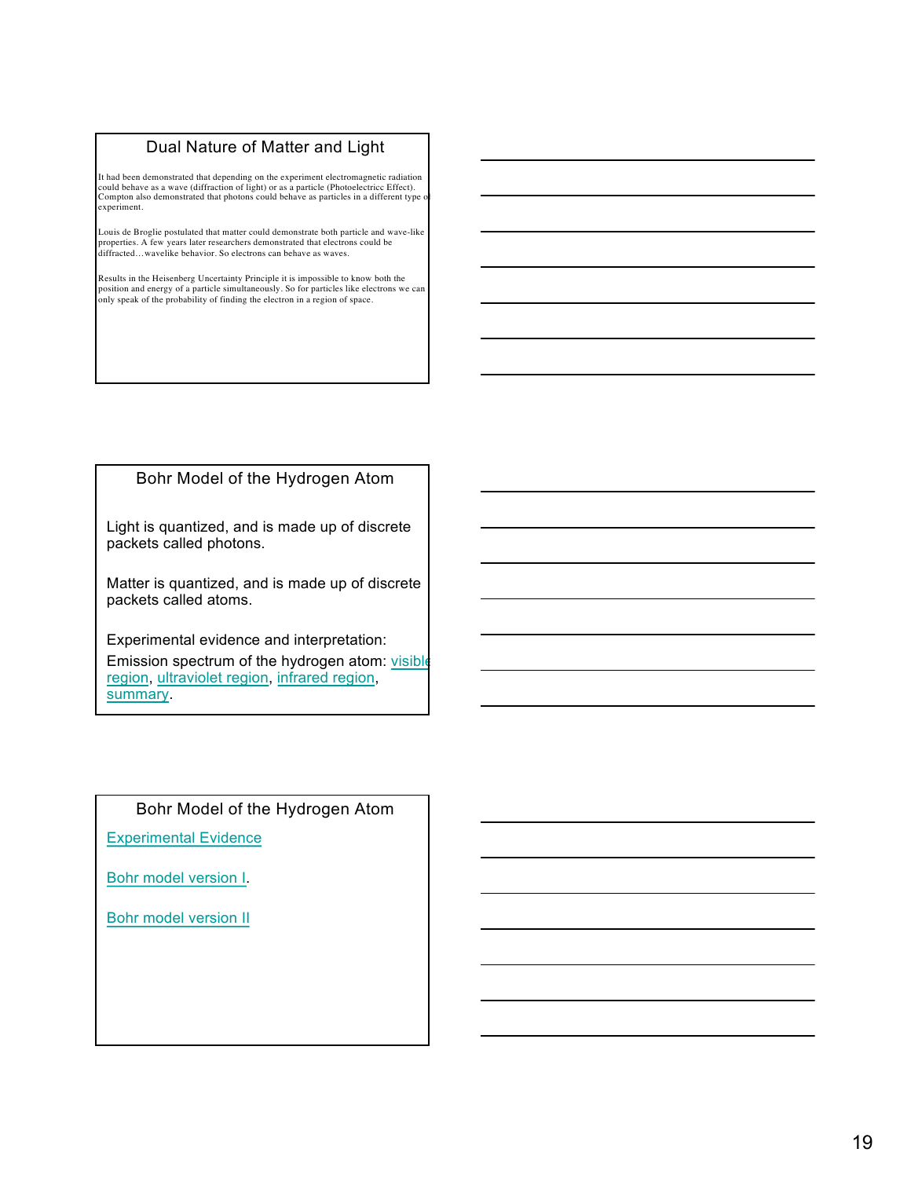## Dual Nature of Matter and Light

It had been demonstrated that depending on the experiment electromagnetic radiation could behave as a wave (diffraction of light) or as a particle (Photoelectricc Effect). Compton also demonstrated that photons could behave as particles in a different type of experiment.

Louis de Broglie postulated that matter could demonstrate both particle and wave-like properties. A few years later researchers demonstrated that electrons could be diffracted…wavelike behavior. So electrons can behave as waves.

Results in the Heisenberg Uncertainty Principle it is impossible to know both the position and energy of a particle simultaneously. So for particles like electrons we can only speak of the probability of finding the electron in a region of space.

## Bohr Model of the Hydrogen Atom

Light is quantized, and is made up of discrete packets called photons.

Matter is quantized, and is made up of discrete packets called atoms.

Experimental evidence and interpretation:

Emission spectrum of the hydrogen atom: visible region, ultraviolet region, infrared region, summary.

## Bohr Model of the Hydrogen Atom

Experimental Evidence

Bohr model version I.

Bohr model version II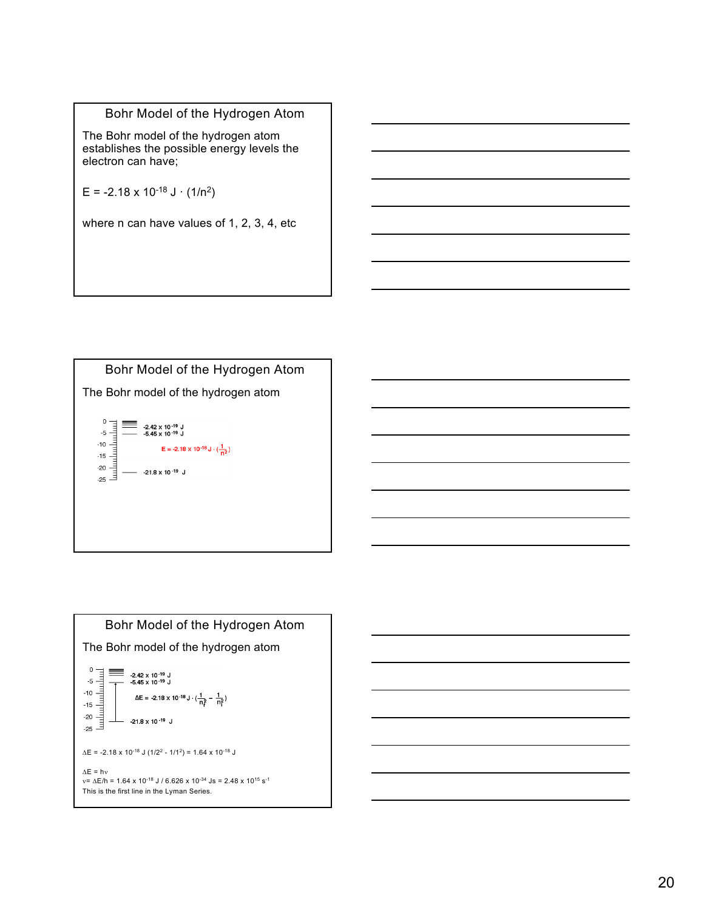## Bohr Model of the Hydrogen Atom

The Bohr model of the hydrogen atom establishes the possible energy levels the electron can have;

$E = -2.18 \times 10^{-18}\ J \cdot (1/n^2)$

where n can have values of 1, 2, 3, 4, etc

## Bohr Model of the Hydrogen Atom

The Bohr model of the hydrogen atom

0, -5, -10, -15, -20, -25

$-2.42 \times 10^{-19}$ J

$-5.45 \times 10^{-19}$ J

$E = -2.18 \times 10^{-18}\ J \cdot (\frac{1}{n^2})$

$-21.8 \times 10^{-19}$ J

## Bohr Model of the Hydrogen Atom

The Bohr model of the hydrogen atom

0, -5, -10, -15, -20, -25

$-2.42 \times 10^{-19}$ J

$-5.45 \times 10^{-19}$ J

$\Delta E = -2.18 \times 10^{-18}\ J \cdot (\frac{1}{n_f^2} - \frac{1}{n_i^2})$

$-21.8 \times 10^{-19}$ J

$\Delta E = -2.18 \times 10^{-18}\ J\ (1/2^2 - 1/1^2) = 1.64 \times 10^{-18}\ J$

$\Delta E = h\nu$

$\nu = \Delta E/h = 1.64 \times 10^{-18}\ J / 6.626 \times 10^{-34}\ Js = 2.48 \times 10^{15}\ s^{-1}$

This is the first line in the Lyman Series.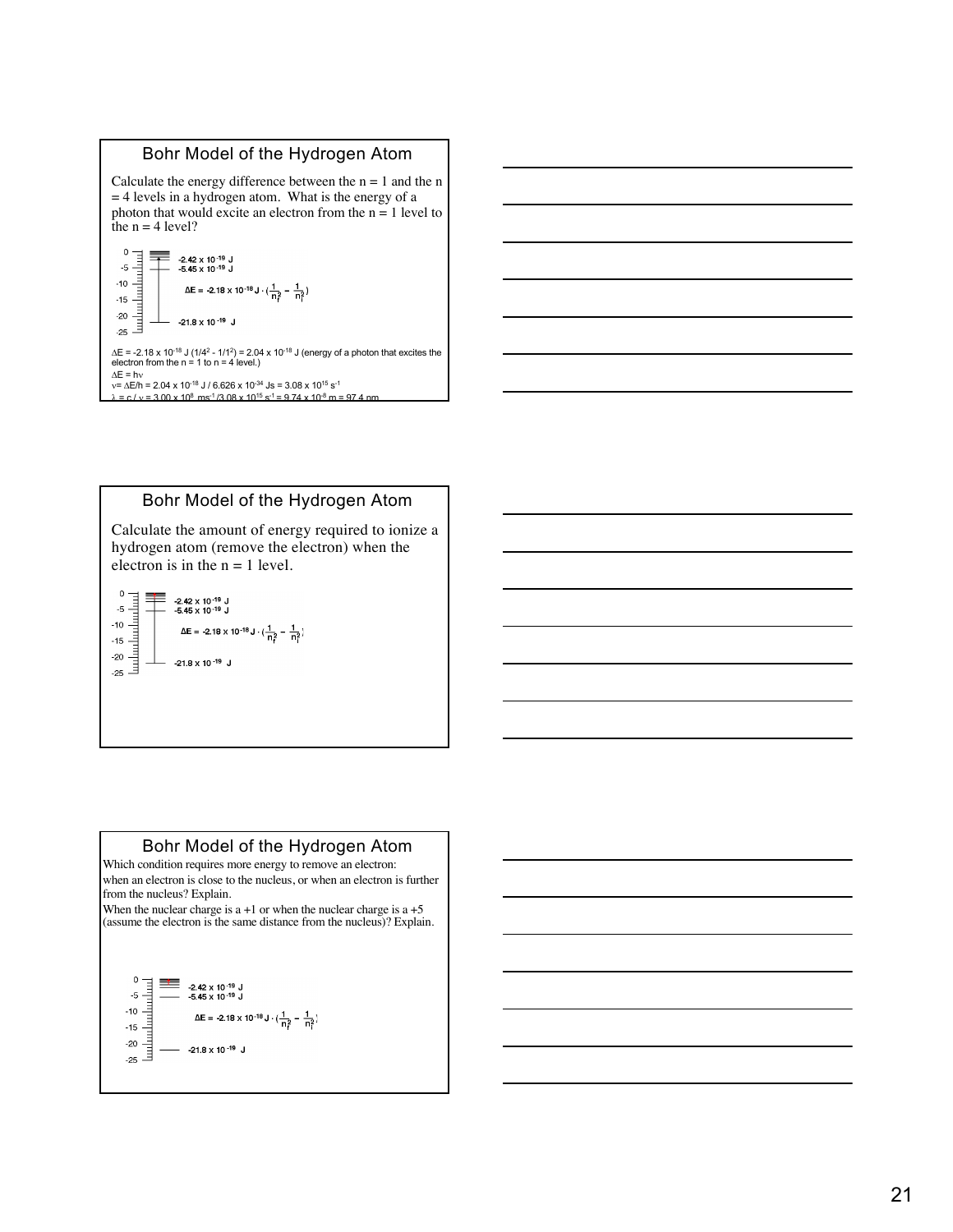## Bohr Model of the Hydrogen Atom

Calculate the energy difference between the n = 1 and the n = 4 levels in a hydrogen atom. What is the energy of a photon that would excite an electron from the n = 1 level to the n = 4 level?

0
-5
-10
-15
-20
-25

$-2.42 \times 10^{-19}$ J
$-5.45 \times 10^{-19}$ J
$\Delta E = -2.18 \times 10^{-18} \text{ J} \cdot \left(\frac{1}{n_f^2} - \frac{1}{n_i^2}\right)$
$-21.8 \times 10^{-19}$ J

$\Delta E = -2.18 \times 10^{-18}$ J $(1/4^2 - 1/1^2) = 2.04 \times 10^{-18}$ J (energy of a photon that excites the electron from the n = 1 to n = 4 level.)

$\Delta E = h\nu$

$\nu = \Delta E/h = 2.04 \times 10^{-18} \text{ J} / 6.626 \times 10^{-34} \text{ Js} = 3.08 \times 10^{15} \text{ s}^{-1}$

$\lambda = c / \nu = 3.00 \times 10^{8} \text{ ms}^{-1} / 3.08 \times 10^{15} \text{ s}^{-1} = 9.74 \times 10^{-8} \text{ m} = 97.4 \text{ nm}$

## Bohr Model of the Hydrogen Atom

Calculate the amount of energy required to ionize a hydrogen atom (remove the electron) when the electron is in the n = 1 level.

0
-5
-10
-15
-20
-25

$-2.42 \times 10^{-19}$ J
$-5.45 \times 10^{-19}$ J
$\Delta E = -2.18 \times 10^{-18} \text{ J} \cdot \left(\frac{1}{n_f^2} - \frac{1}{n_i^2}\right)$
$-21.8 \times 10^{-19}$ J

## Bohr Model of the Hydrogen Atom

Which condition requires more energy to remove an electron:

when an electron is close to the nucleus, or when an electron is further from the nucleus? Explain.

When the nuclear charge is a +1 or when the nuclear charge is a +5 (assume the electron is the same distance from the nucleus)? Explain.

0
-5
-10
-15
-20
-25

$-2.42 \times 10^{-19}$ J
$-5.45 \times 10^{-19}$ J
$\Delta E = -2.18 \times 10^{-18} \text{ J} \cdot \left(\frac{1}{n_f^2} - \frac{1}{n_i^2}\right)$
$-21.8 \times 10^{-19}$ J